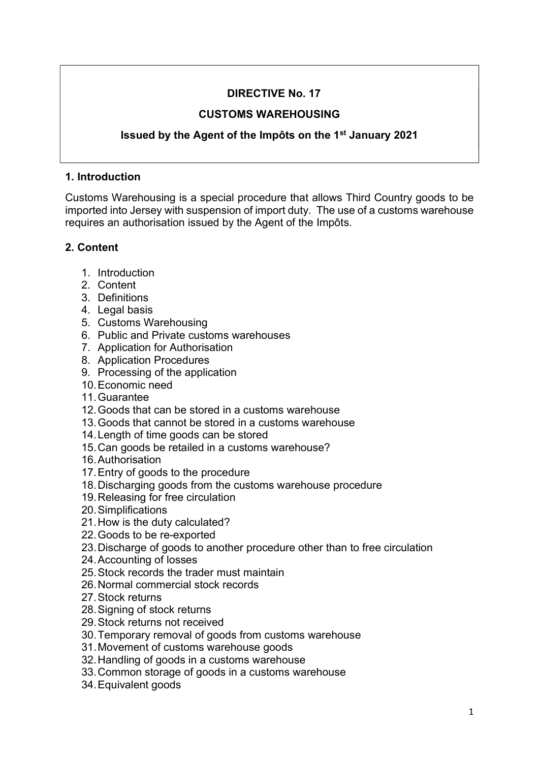**DIRECTIVE No. 17**

**CUSTOMS WAREHOUSING**

**Issued by the Agent of the Impôts on the 1st January 2021**

## 1. Introduction

Customs Warehousing is a special procedure that allows Third Country goods to be imported into Jersey with suspension of import duty. The use of a customs warehouse requires an authorisation issued by the Agent of the Impôts.

## 2. Content

1. Introduction
2. Content
3. Definitions
4. Legal basis
5. Customs Warehousing
6. Public and Private customs warehouses
7. Application for Authorisation
8. Application Procedures
9. Processing of the application
10. Economic need
11. Guarantee
12. Goods that can be stored in a customs warehouse
13. Goods that cannot be stored in a customs warehouse
14. Length of time goods can be stored
15. Can goods be retailed in a customs warehouse?
16. Authorisation
17. Entry of goods to the procedure
18. Discharging goods from the customs warehouse procedure
19. Releasing for free circulation
20. Simplifications
21. How is the duty calculated?
22. Goods to be re-exported
23. Discharge of goods to another procedure other than to free circulation
24. Accounting of losses
25. Stock records the trader must maintain
26. Normal commercial stock records
27. Stock returns
28. Signing of stock returns
29. Stock returns not received
30. Temporary removal of goods from customs warehouse
31. Movement of customs warehouse goods
32. Handling of goods in a customs warehouse
33. Common storage of goods in a customs warehouse
34. Equivalent goods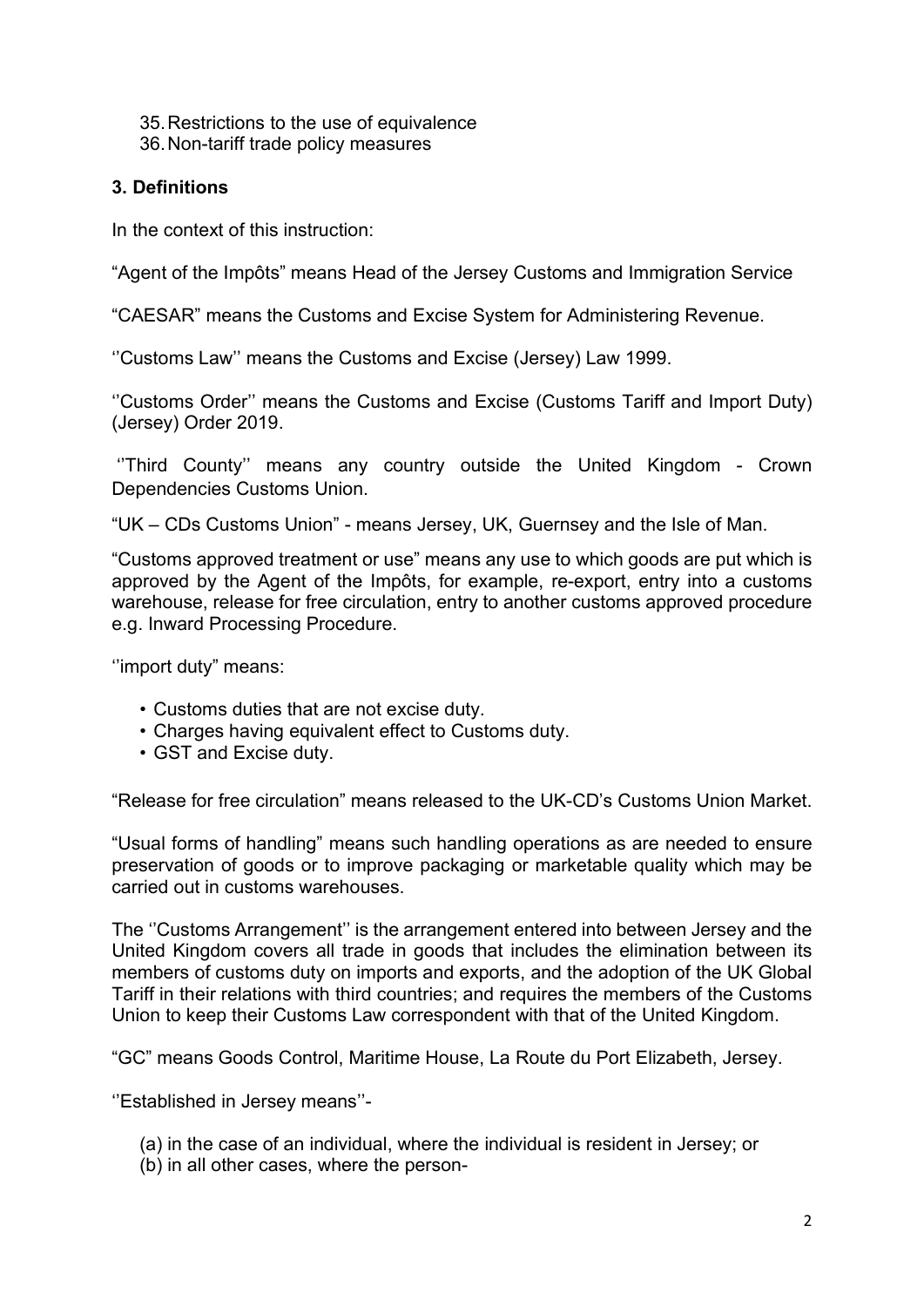35. Restrictions to the use of equivalence
36. Non-tariff trade policy measures

### 3. Definitions

In the context of this instruction:

"Agent of the Impôts" means Head of the Jersey Customs and Immigration Service

"CAESAR" means the Customs and Excise System for Administering Revenue.

''Customs Law'' means the Customs and Excise (Jersey) Law 1999.

''Customs Order'' means the Customs and Excise (Customs Tariff and Import Duty) (Jersey) Order 2019.

''Third County'' means any country outside the United Kingdom - Crown Dependencies Customs Union.

"UK – CDs Customs Union" - means Jersey, UK, Guernsey and the Isle of Man.

"Customs approved treatment or use" means any use to which goods are put which is approved by the Agent of the Impôts, for example, re-export, entry into a customs warehouse, release for free circulation, entry to another customs approved procedure e.g. Inward Processing Procedure.

''import duty" means:

- Customs duties that are not excise duty.
- Charges having equivalent effect to Customs duty.
- GST and Excise duty.

"Release for free circulation" means released to the UK-CD's Customs Union Market.

"Usual forms of handling" means such handling operations as are needed to ensure preservation of goods or to improve packaging or marketable quality which may be carried out in customs warehouses.

The ''Customs Arrangement'' is the arrangement entered into between Jersey and the United Kingdom covers all trade in goods that includes the elimination between its members of customs duty on imports and exports, and the adoption of the UK Global Tariff in their relations with third countries; and requires the members of the Customs Union to keep their Customs Law correspondent with that of the United Kingdom.

"GC" means Goods Control, Maritime House, La Route du Port Elizabeth, Jersey.

''Established in Jersey means''-

(a) in the case of an individual, where the individual is resident in Jersey; or
(b) in all other cases, where the person-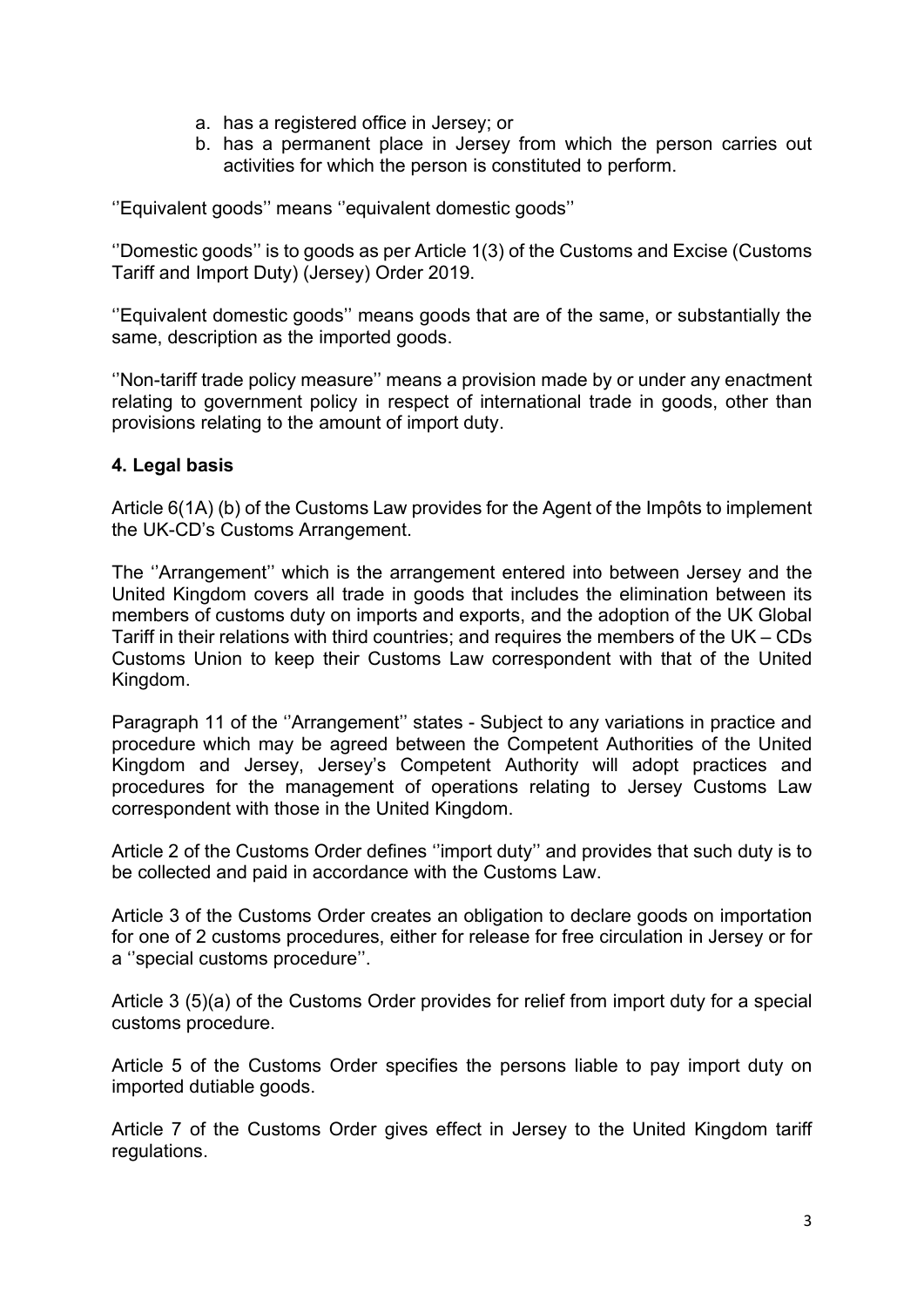a. has a registered office in Jersey; or
b. has a permanent place in Jersey from which the person carries out activities for which the person is constituted to perform.

''Equivalent goods'' means ''equivalent domestic goods''

''Domestic goods'' is to goods as per Article 1(3) of the Customs and Excise (Customs Tariff and Import Duty) (Jersey) Order 2019.

''Equivalent domestic goods'' means goods that are of the same, or substantially the same, description as the imported goods.

''Non-tariff trade policy measure'' means a provision made by or under any enactment relating to government policy in respect of international trade in goods, other than provisions relating to the amount of import duty.

**4. Legal basis**

Article 6(1A) (b) of the Customs Law provides for the Agent of the Impôts to implement the UK-CD's Customs Arrangement.

The ''Arrangement'' which is the arrangement entered into between Jersey and the United Kingdom covers all trade in goods that includes the elimination between its members of customs duty on imports and exports, and the adoption of the UK Global Tariff in their relations with third countries; and requires the members of the UK – CDs Customs Union to keep their Customs Law correspondent with that of the United Kingdom.

Paragraph 11 of the ''Arrangement'' states - Subject to any variations in practice and procedure which may be agreed between the Competent Authorities of the United Kingdom and Jersey, Jersey's Competent Authority will adopt practices and procedures for the management of operations relating to Jersey Customs Law correspondent with those in the United Kingdom.

Article 2 of the Customs Order defines ''import duty'' and provides that such duty is to be collected and paid in accordance with the Customs Law.

Article 3 of the Customs Order creates an obligation to declare goods on importation for one of 2 customs procedures, either for release for free circulation in Jersey or for a ''special customs procedure''.

Article 3 (5)(a) of the Customs Order provides for relief from import duty for a special customs procedure.

Article 5 of the Customs Order specifies the persons liable to pay import duty on imported dutiable goods.

Article 7 of the Customs Order gives effect in Jersey to the United Kingdom tariff regulations.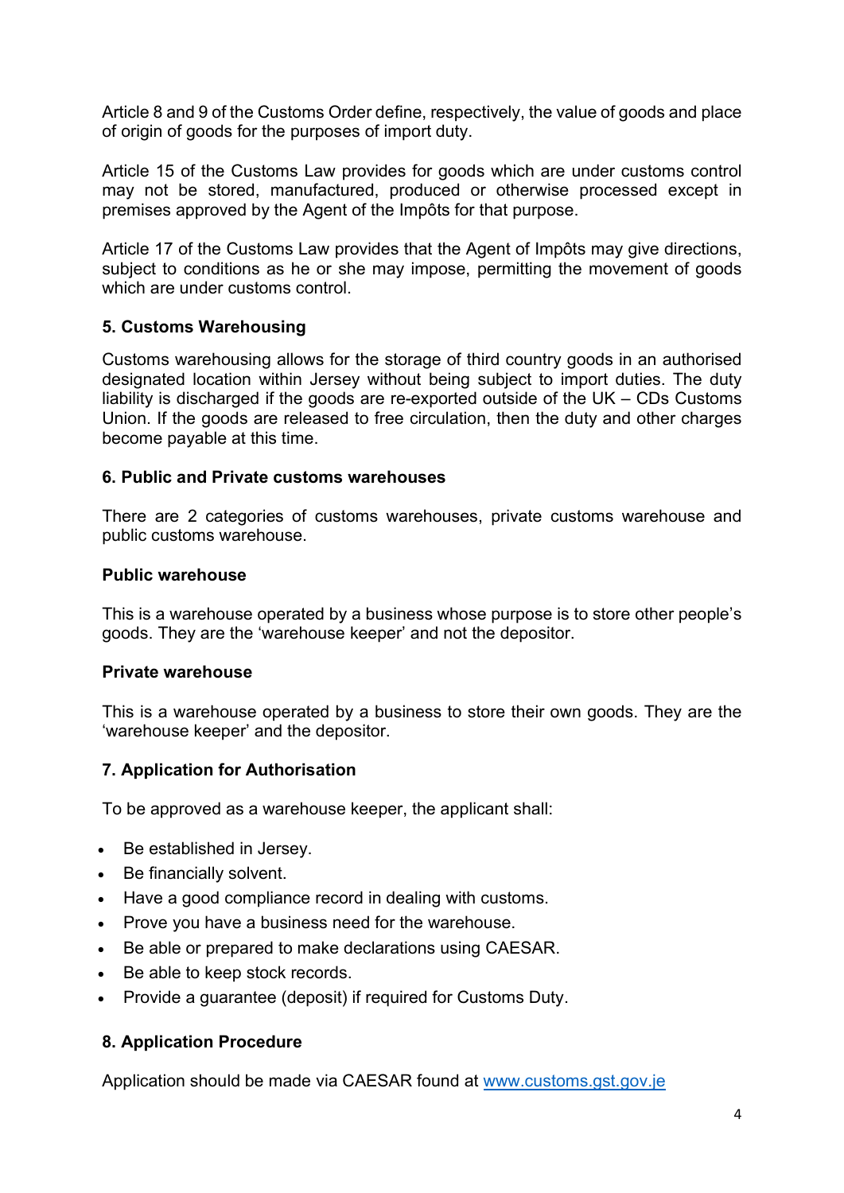Article 8 and 9 of the Customs Order define, respectively, the value of goods and place of origin of goods for the purposes of import duty.

Article 15 of the Customs Law provides for goods which are under customs control may not be stored, manufactured, produced or otherwise processed except in premises approved by the Agent of the Impôts for that purpose.

Article 17 of the Customs Law provides that the Agent of Impôts may give directions, subject to conditions as he or she may impose, permitting the movement of goods which are under customs control.

## 5. Customs Warehousing

Customs warehousing allows for the storage of third country goods in an authorised designated location within Jersey without being subject to import duties. The duty liability is discharged if the goods are re-exported outside of the UK – CDs Customs Union. If the goods are released to free circulation, then the duty and other charges become payable at this time.

## 6. Public and Private customs warehouses

There are 2 categories of customs warehouses, private customs warehouse and public customs warehouse.

### Public warehouse

This is a warehouse operated by a business whose purpose is to store other people's goods. They are the 'warehouse keeper' and not the depositor.

### Private warehouse

This is a warehouse operated by a business to store their own goods. They are the 'warehouse keeper' and the depositor.

## 7. Application for Authorisation

To be approved as a warehouse keeper, the applicant shall:

- Be established in Jersey.
- Be financially solvent.
- Have a good compliance record in dealing with customs.
- Prove you have a business need for the warehouse.
- Be able or prepared to make declarations using CAESAR.
- Be able to keep stock records.
- Provide a guarantee (deposit) if required for Customs Duty.

## 8. Application Procedure

Application should be made via CAESAR found at [www.customs.gst.gov.je](http://www.customs.gst.gov.je)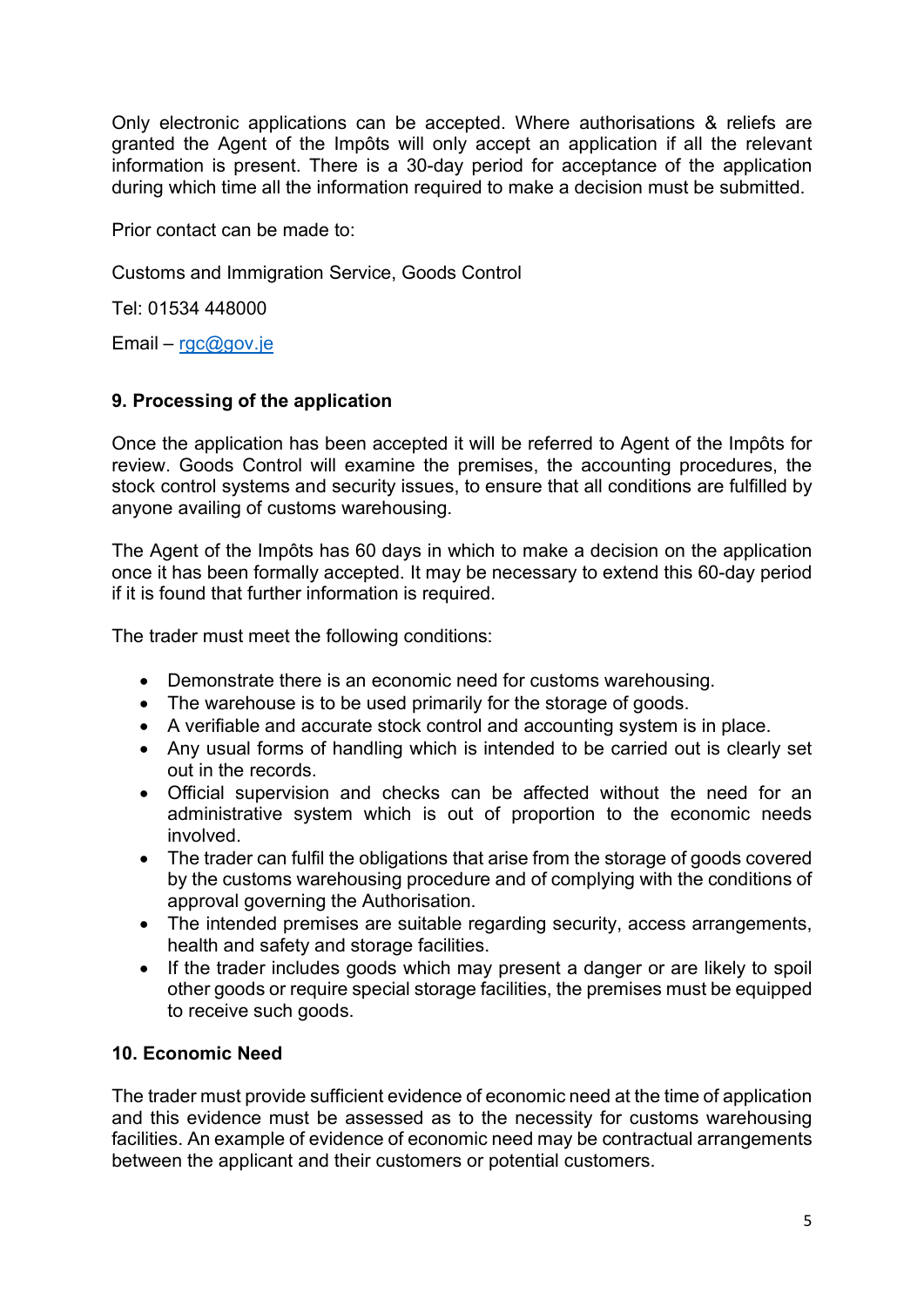Only electronic applications can be accepted. Where authorisations & reliefs are granted the Agent of the Impôts will only accept an application if all the relevant information is present. There is a 30-day period for acceptance of the application during which time all the information required to make a decision must be submitted.

Prior contact can be made to:

Customs and Immigration Service, Goods Control

Tel: 01534 448000

Email – rgc@gov.je

### 9. Processing of the application

Once the application has been accepted it will be referred to Agent of the Impôts for review. Goods Control will examine the premises, the accounting procedures, the stock control systems and security issues, to ensure that all conditions are fulfilled by anyone availing of customs warehousing.

The Agent of the Impôts has 60 days in which to make a decision on the application once it has been formally accepted. It may be necessary to extend this 60-day period if it is found that further information is required.

The trader must meet the following conditions:

- Demonstrate there is an economic need for customs warehousing.
- The warehouse is to be used primarily for the storage of goods.
- A verifiable and accurate stock control and accounting system is in place.
- Any usual forms of handling which is intended to be carried out is clearly set out in the records.
- Official supervision and checks can be affected without the need for an administrative system which is out of proportion to the economic needs involved.
- The trader can fulfil the obligations that arise from the storage of goods covered by the customs warehousing procedure and of complying with the conditions of approval governing the Authorisation.
- The intended premises are suitable regarding security, access arrangements, health and safety and storage facilities.
- If the trader includes goods which may present a danger or are likely to spoil other goods or require special storage facilities, the premises must be equipped to receive such goods.

### 10. Economic Need

The trader must provide sufficient evidence of economic need at the time of application and this evidence must be assessed as to the necessity for customs warehousing facilities. An example of evidence of economic need may be contractual arrangements between the applicant and their customers or potential customers.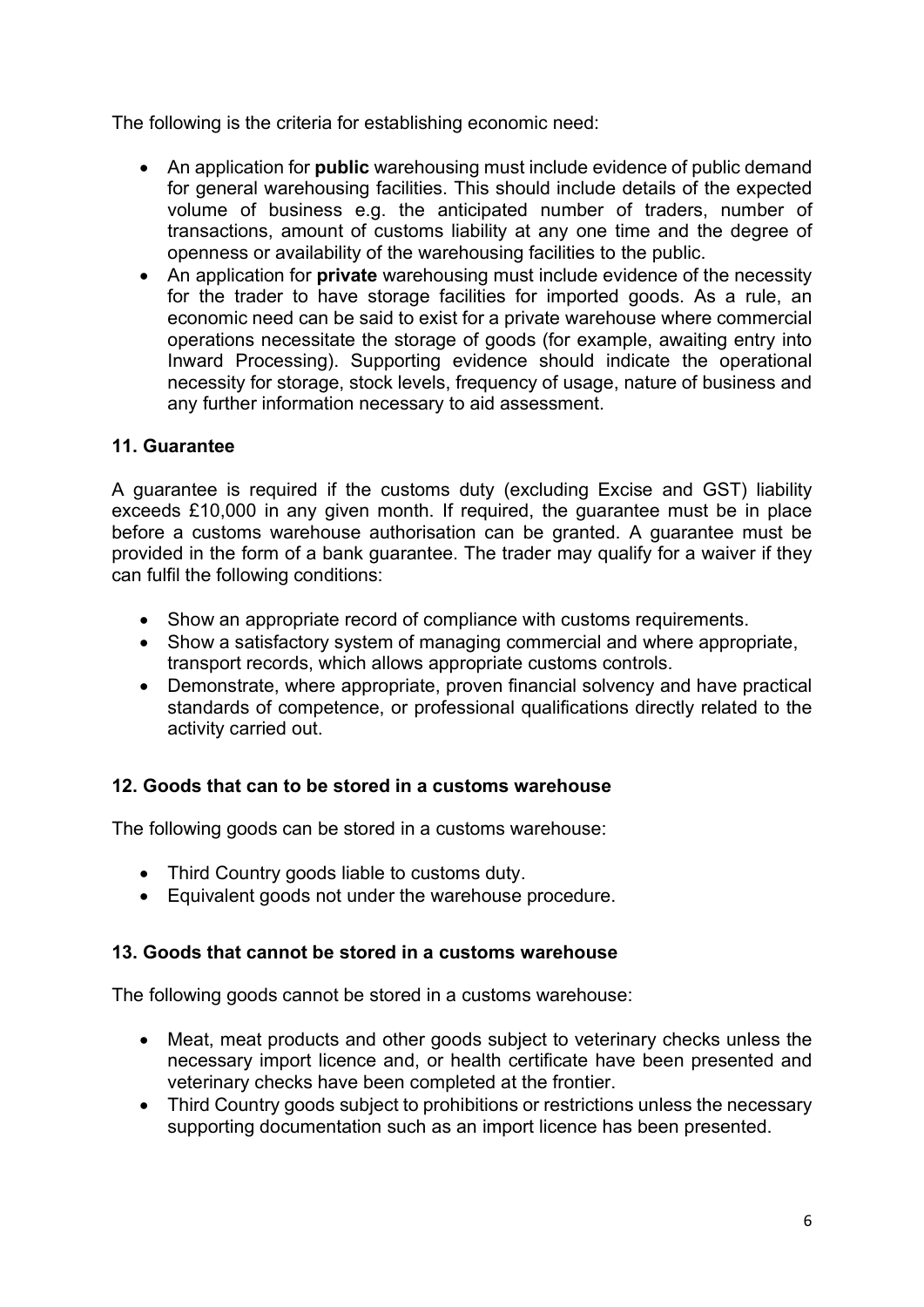The following is the criteria for establishing economic need:

- An application for **public** warehousing must include evidence of public demand for general warehousing facilities. This should include details of the expected volume of business e.g. the anticipated number of traders, number of transactions, amount of customs liability at any one time and the degree of openness or availability of the warehousing facilities to the public.
- An application for **private** warehousing must include evidence of the necessity for the trader to have storage facilities for imported goods. As a rule, an economic need can be said to exist for a private warehouse where commercial operations necessitate the storage of goods (for example, awaiting entry into Inward Processing). Supporting evidence should indicate the operational necessity for storage, stock levels, frequency of usage, nature of business and any further information necessary to aid assessment.

### 11. Guarantee

A guarantee is required if the customs duty (excluding Excise and GST) liability exceeds £10,000 in any given month. If required, the guarantee must be in place before a customs warehouse authorisation can be granted. A guarantee must be provided in the form of a bank guarantee. The trader may qualify for a waiver if they can fulfil the following conditions:

- Show an appropriate record of compliance with customs requirements.
- Show a satisfactory system of managing commercial and where appropriate, transport records, which allows appropriate customs controls.
- Demonstrate, where appropriate, proven financial solvency and have practical standards of competence, or professional qualifications directly related to the activity carried out.

### 12. Goods that can to be stored in a customs warehouse

The following goods can be stored in a customs warehouse:

- Third Country goods liable to customs duty.
- Equivalent goods not under the warehouse procedure.

### 13. Goods that cannot be stored in a customs warehouse

The following goods cannot be stored in a customs warehouse:

- Meat, meat products and other goods subject to veterinary checks unless the necessary import licence and, or health certificate have been presented and veterinary checks have been completed at the frontier.
- Third Country goods subject to prohibitions or restrictions unless the necessary supporting documentation such as an import licence has been presented.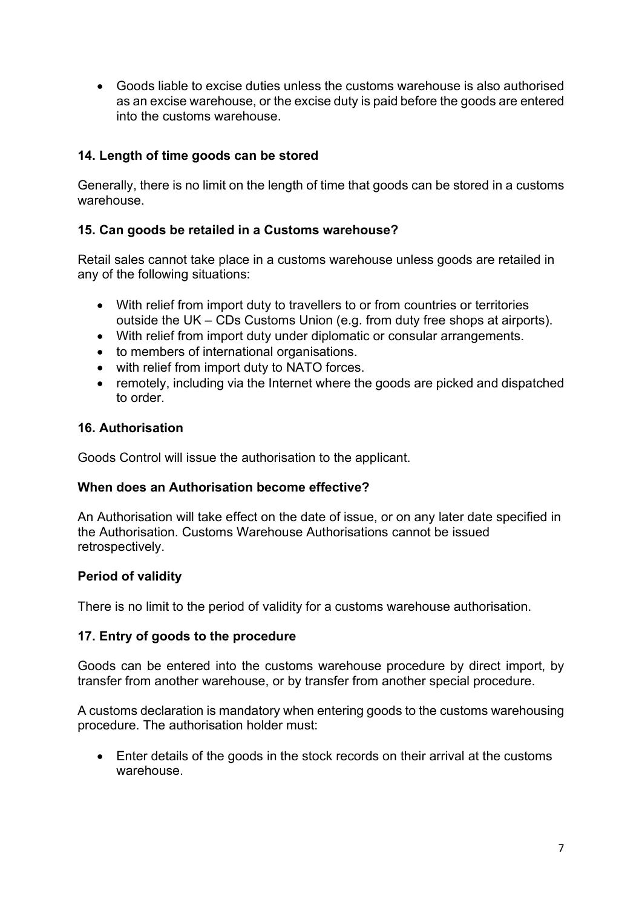- Goods liable to excise duties unless the customs warehouse is also authorised as an excise warehouse, or the excise duty is paid before the goods are entered into the customs warehouse.

### 14. Length of time goods can be stored

Generally, there is no limit on the length of time that goods can be stored in a customs warehouse.

### 15. Can goods be retailed in a Customs warehouse?

Retail sales cannot take place in a customs warehouse unless goods are retailed in any of the following situations:

- With relief from import duty to travellers to or from countries or territories outside the UK – CDs Customs Union (e.g. from duty free shops at airports).
- With relief from import duty under diplomatic or consular arrangements.
- to members of international organisations.
- with relief from import duty to NATO forces.
- remotely, including via the Internet where the goods are picked and dispatched to order.

### 16. Authorisation

Goods Control will issue the authorisation to the applicant.

#### When does an Authorisation become effective?

An Authorisation will take effect on the date of issue, or on any later date specified in the Authorisation. Customs Warehouse Authorisations cannot be issued retrospectively.

#### Period of validity

There is no limit to the period of validity for a customs warehouse authorisation.

### 17. Entry of goods to the procedure

Goods can be entered into the customs warehouse procedure by direct import, by transfer from another warehouse, or by transfer from another special procedure.

A customs declaration is mandatory when entering goods to the customs warehousing procedure. The authorisation holder must:

- Enter details of the goods in the stock records on their arrival at the customs warehouse.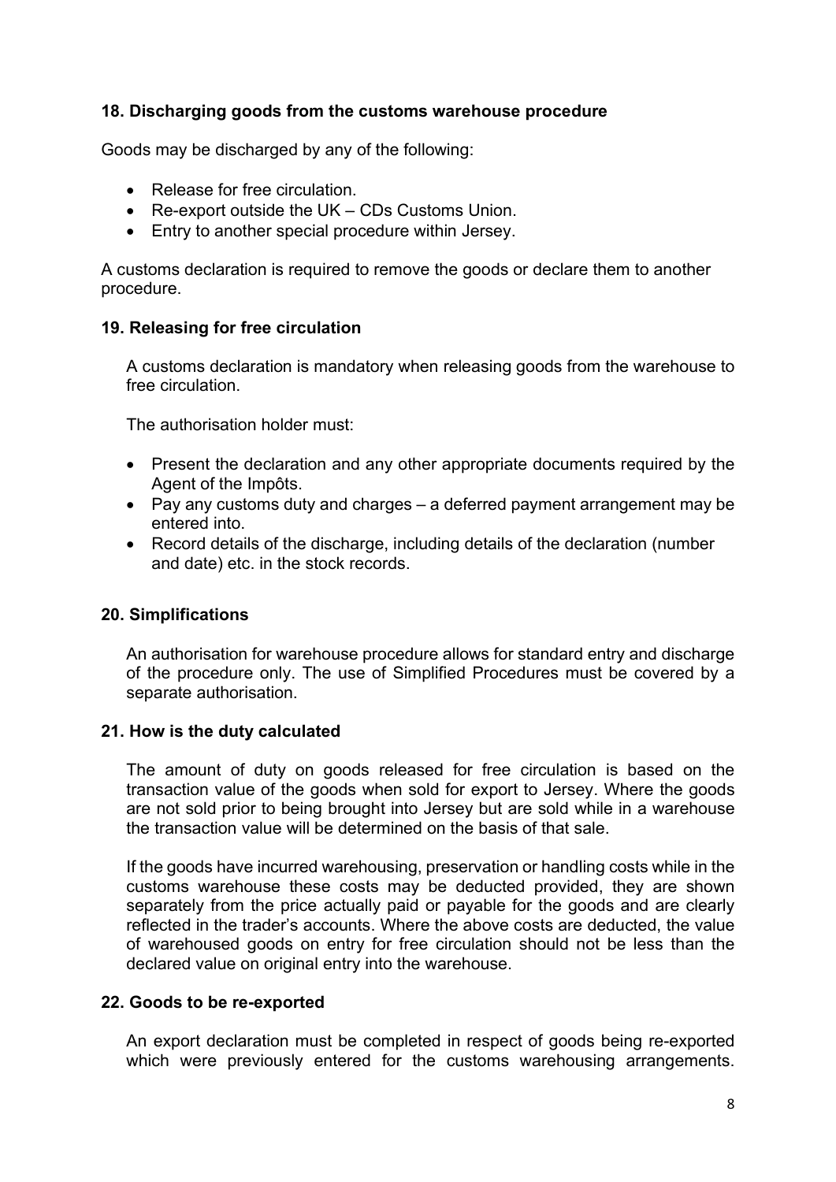## 18. Discharging goods from the customs warehouse procedure

Goods may be discharged by any of the following:

- Release for free circulation.
- Re-export outside the UK – CDs Customs Union.
- Entry to another special procedure within Jersey.

A customs declaration is required to remove the goods or declare them to another procedure.

## 19. Releasing for free circulation

A customs declaration is mandatory when releasing goods from the warehouse to free circulation.

The authorisation holder must:

- Present the declaration and any other appropriate documents required by the Agent of the Impôts.
- Pay any customs duty and charges – a deferred payment arrangement may be entered into.
- Record details of the discharge, including details of the declaration (number and date) etc. in the stock records.

## 20. Simplifications

An authorisation for warehouse procedure allows for standard entry and discharge of the procedure only. The use of Simplified Procedures must be covered by a separate authorisation.

## 21. How is the duty calculated

The amount of duty on goods released for free circulation is based on the transaction value of the goods when sold for export to Jersey. Where the goods are not sold prior to being brought into Jersey but are sold while in a warehouse the transaction value will be determined on the basis of that sale.

If the goods have incurred warehousing, preservation or handling costs while in the customs warehouse these costs may be deducted provided, they are shown separately from the price actually paid or payable for the goods and are clearly reflected in the trader's accounts. Where the above costs are deducted, the value of warehoused goods on entry for free circulation should not be less than the declared value on original entry into the warehouse.

## 22. Goods to be re-exported

An export declaration must be completed in respect of goods being re-exported which were previously entered for the customs warehousing arrangements.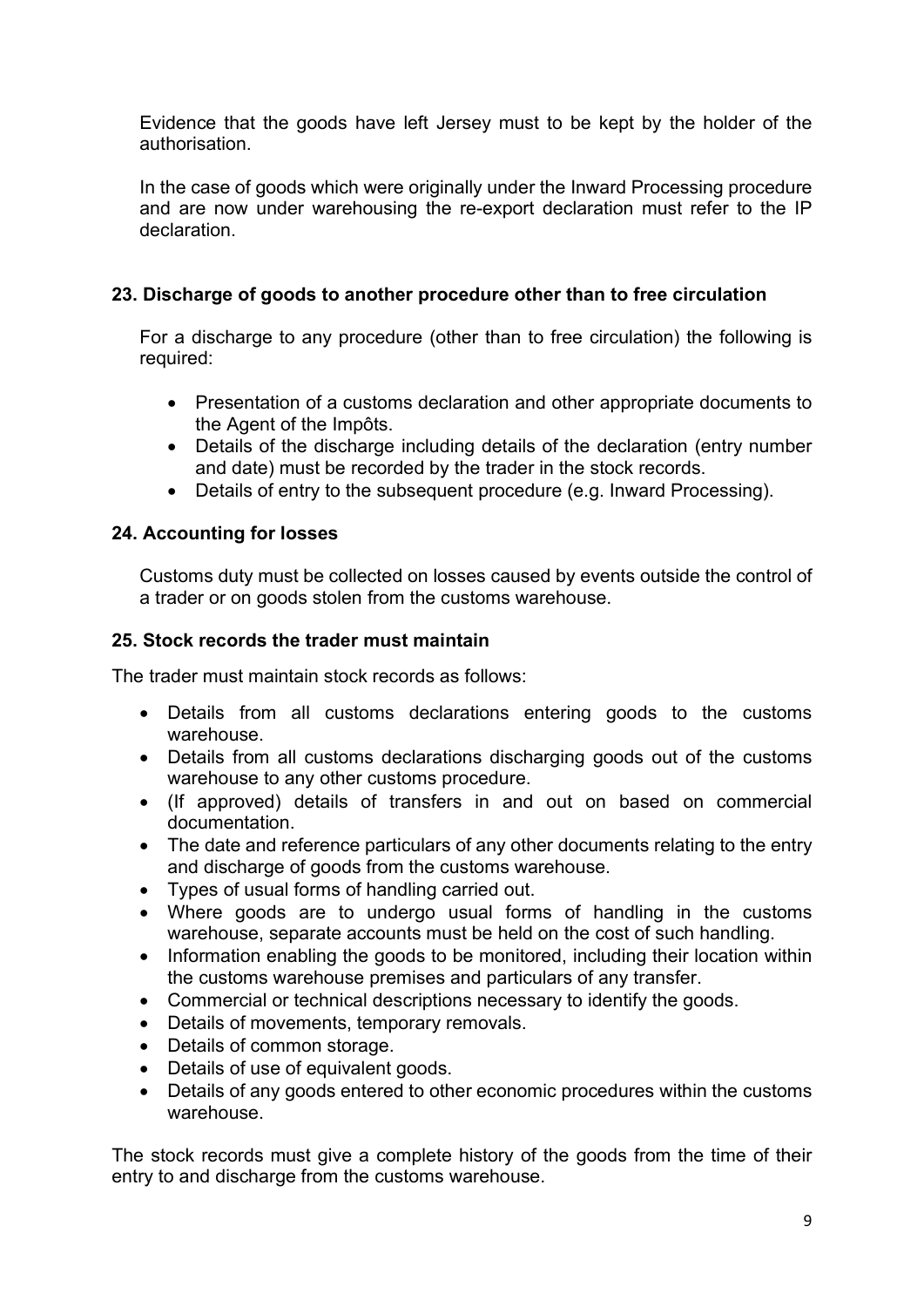Evidence that the goods have left Jersey must to be kept by the holder of the authorisation.

In the case of goods which were originally under the Inward Processing procedure and are now under warehousing the re-export declaration must refer to the IP declaration.

### 23. Discharge of goods to another procedure other than to free circulation

For a discharge to any procedure (other than to free circulation) the following is required:

- Presentation of a customs declaration and other appropriate documents to the Agent of the Impôts.
- Details of the discharge including details of the declaration (entry number and date) must be recorded by the trader in the stock records.
- Details of entry to the subsequent procedure (e.g. Inward Processing).

### 24. Accounting for losses

Customs duty must be collected on losses caused by events outside the control of a trader or on goods stolen from the customs warehouse.

### 25. Stock records the trader must maintain

The trader must maintain stock records as follows:

- Details from all customs declarations entering goods to the customs warehouse.
- Details from all customs declarations discharging goods out of the customs warehouse to any other customs procedure.
- (If approved) details of transfers in and out on based on commercial documentation.
- The date and reference particulars of any other documents relating to the entry and discharge of goods from the customs warehouse.
- Types of usual forms of handling carried out.
- Where goods are to undergo usual forms of handling in the customs warehouse, separate accounts must be held on the cost of such handling.
- Information enabling the goods to be monitored, including their location within the customs warehouse premises and particulars of any transfer.
- Commercial or technical descriptions necessary to identify the goods.
- Details of movements, temporary removals.
- Details of common storage.
- Details of use of equivalent goods.
- Details of any goods entered to other economic procedures within the customs warehouse.

The stock records must give a complete history of the goods from the time of their entry to and discharge from the customs warehouse.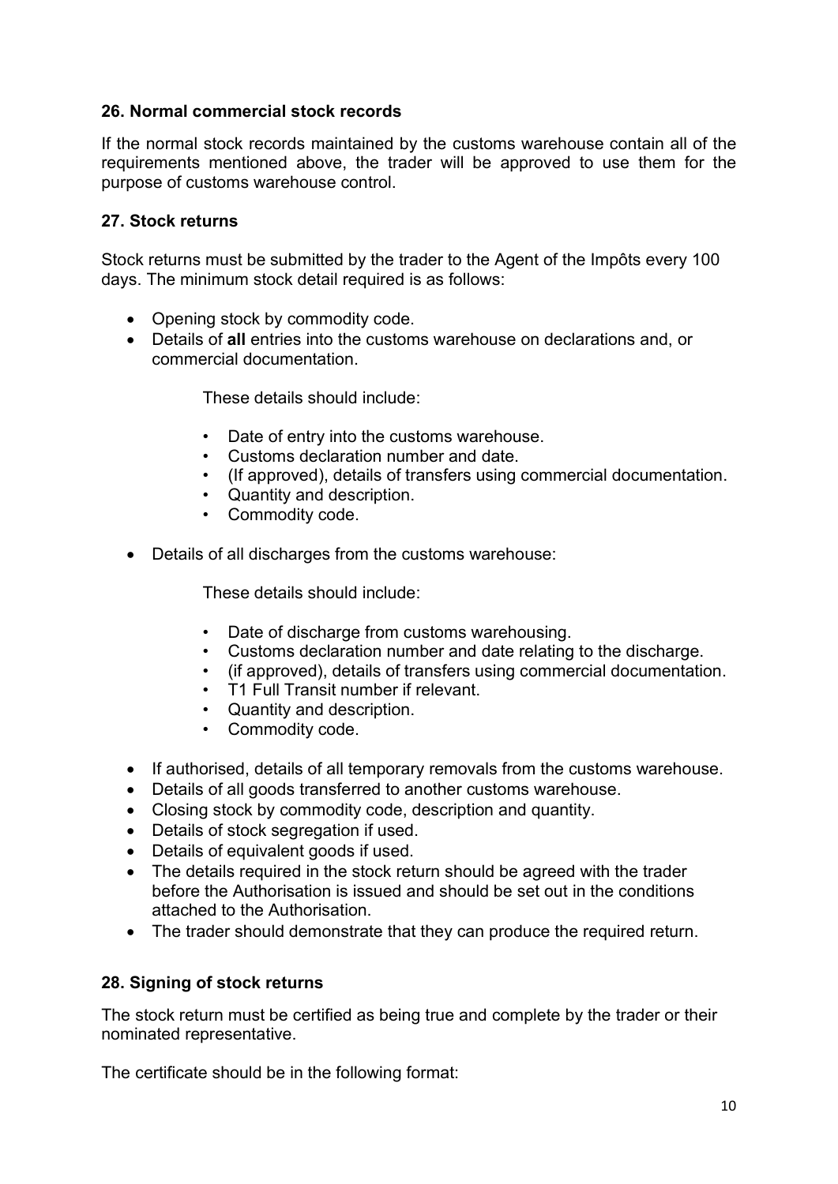### 26. Normal commercial stock records

If the normal stock records maintained by the customs warehouse contain all of the requirements mentioned above, the trader will be approved to use them for the purpose of customs warehouse control.

### 27. Stock returns

Stock returns must be submitted by the trader to the Agent of the Impôts every 100 days. The minimum stock detail required is as follows:

- Opening stock by commodity code.
- Details of **all** entries into the customs warehouse on declarations and, or commercial documentation.

  These details should include:

  - Date of entry into the customs warehouse.
  - Customs declaration number and date.
  - (If approved), details of transfers using commercial documentation.
  - Quantity and description.
  - Commodity code.

- Details of all discharges from the customs warehouse:

  These details should include:

  - Date of discharge from customs warehousing.
  - Customs declaration number and date relating to the discharge.
  - (if approved), details of transfers using commercial documentation.
  - T1 Full Transit number if relevant.
  - Quantity and description.
  - Commodity code.

- If authorised, details of all temporary removals from the customs warehouse.
- Details of all goods transferred to another customs warehouse.
- Closing stock by commodity code, description and quantity.
- Details of stock segregation if used.
- Details of equivalent goods if used.
- The details required in the stock return should be agreed with the trader before the Authorisation is issued and should be set out in the conditions attached to the Authorisation.
- The trader should demonstrate that they can produce the required return.

### 28. Signing of stock returns

The stock return must be certified as being true and complete by the trader or their nominated representative.

The certificate should be in the following format: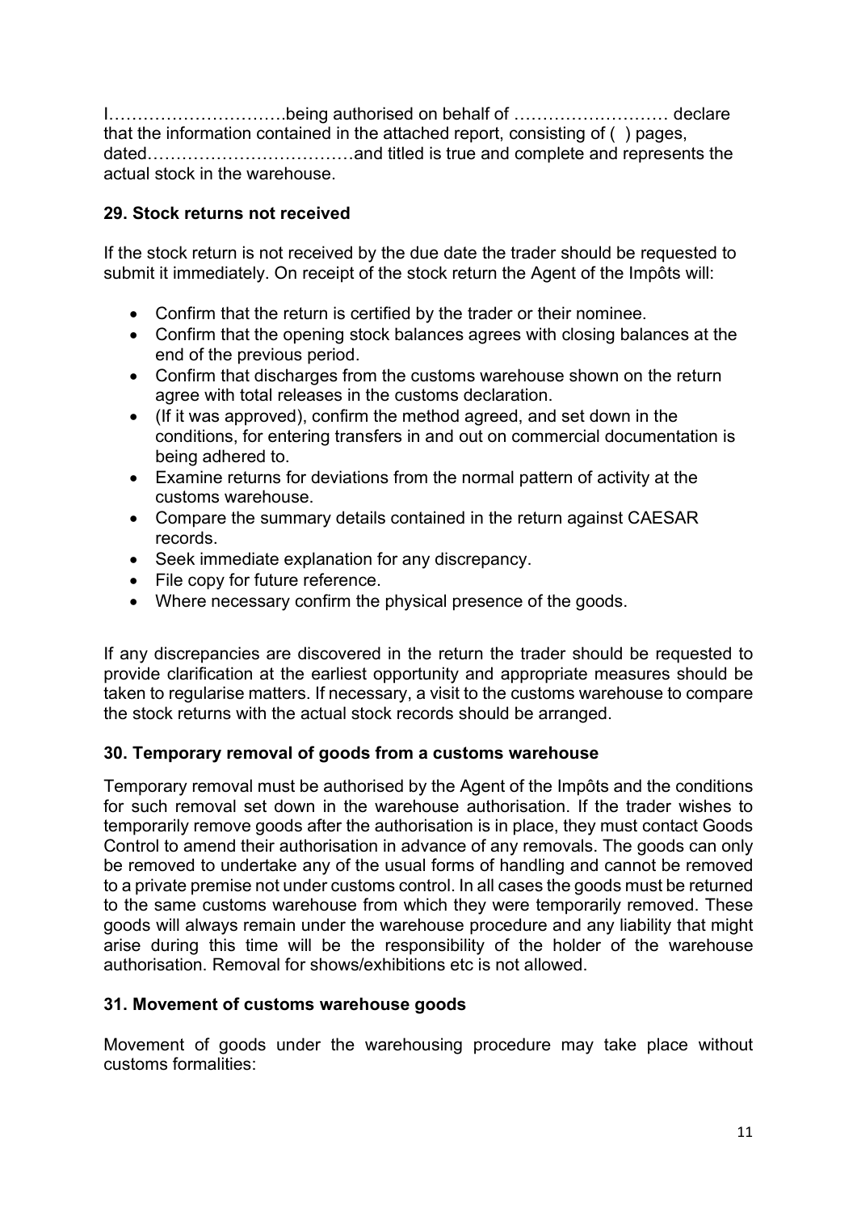I………………………….being authorised on behalf of …………………….. declare that the information contained in the attached report, consisting of ( ) pages, dated………………………………and titled is true and complete and represents the actual stock in the warehouse.

## 29. Stock returns not received

If the stock return is not received by the due date the trader should be requested to submit it immediately. On receipt of the stock return the Agent of the Impôts will:

- Confirm that the return is certified by the trader or their nominee.
- Confirm that the opening stock balances agrees with closing balances at the end of the previous period.
- Confirm that discharges from the customs warehouse shown on the return agree with total releases in the customs declaration.
- (If it was approved), confirm the method agreed, and set down in the conditions, for entering transfers in and out on commercial documentation is being adhered to.
- Examine returns for deviations from the normal pattern of activity at the customs warehouse.
- Compare the summary details contained in the return against CAESAR records.
- Seek immediate explanation for any discrepancy.
- File copy for future reference.
- Where necessary confirm the physical presence of the goods.

If any discrepancies are discovered in the return the trader should be requested to provide clarification at the earliest opportunity and appropriate measures should be taken to regularise matters. If necessary, a visit to the customs warehouse to compare the stock returns with the actual stock records should be arranged.

## 30. Temporary removal of goods from a customs warehouse

Temporary removal must be authorised by the Agent of the Impôts and the conditions for such removal set down in the warehouse authorisation. If the trader wishes to temporarily remove goods after the authorisation is in place, they must contact Goods Control to amend their authorisation in advance of any removals. The goods can only be removed to undertake any of the usual forms of handling and cannot be removed to a private premise not under customs control. In all cases the goods must be returned to the same customs warehouse from which they were temporarily removed. These goods will always remain under the warehouse procedure and any liability that might arise during this time will be the responsibility of the holder of the warehouse authorisation. Removal for shows/exhibitions etc is not allowed.

## 31. Movement of customs warehouse goods

Movement of goods under the warehousing procedure may take place without customs formalities: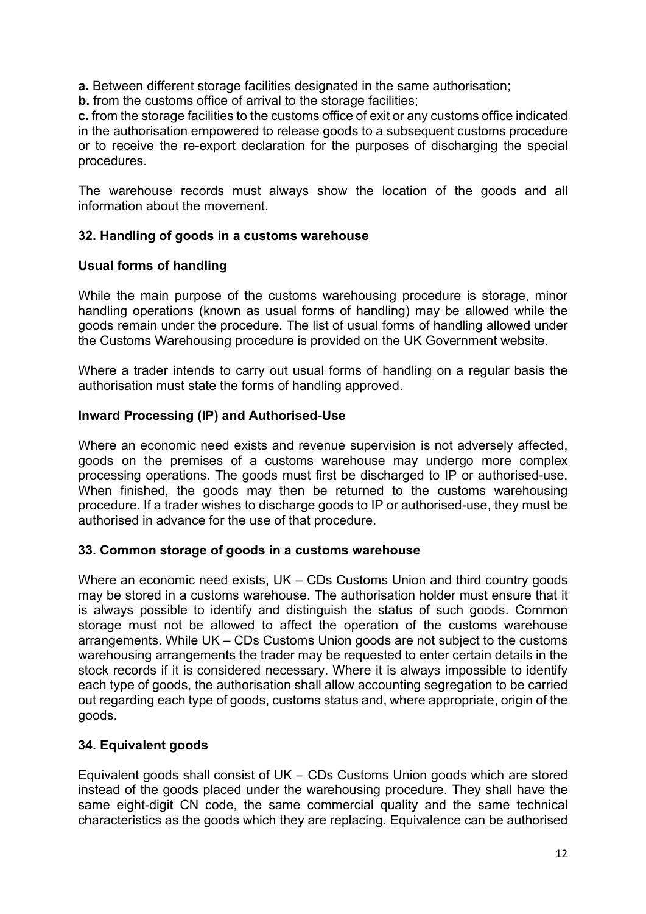**a.** Between different storage facilities designated in the same authorisation;
**b.** from the customs office of arrival to the storage facilities;
**c.** from the storage facilities to the customs office of exit or any customs office indicated in the authorisation empowered to release goods to a subsequent customs procedure or to receive the re-export declaration for the purposes of discharging the special procedures.

The warehouse records must always show the location of the goods and all information about the movement.

### 32. Handling of goods in a customs warehouse

**Usual forms of handling**

While the main purpose of the customs warehousing procedure is storage, minor handling operations (known as usual forms of handling) may be allowed while the goods remain under the procedure. The list of usual forms of handling allowed under the Customs Warehousing procedure is provided on the UK Government website.

Where a trader intends to carry out usual forms of handling on a regular basis the authorisation must state the forms of handling approved.

**Inward Processing (IP) and Authorised-Use**

Where an economic need exists and revenue supervision is not adversely affected, goods on the premises of a customs warehouse may undergo more complex processing operations. The goods must first be discharged to IP or authorised-use. When finished, the goods may then be returned to the customs warehousing procedure. If a trader wishes to discharge goods to IP or authorised-use, they must be authorised in advance for the use of that procedure.

### 33. Common storage of goods in a customs warehouse

Where an economic need exists, UK – CDs Customs Union and third country goods may be stored in a customs warehouse. The authorisation holder must ensure that it is always possible to identify and distinguish the status of such goods. Common storage must not be allowed to affect the operation of the customs warehouse arrangements. While UK – CDs Customs Union goods are not subject to the customs warehousing arrangements the trader may be requested to enter certain details in the stock records if it is considered necessary. Where it is always impossible to identify each type of goods, the authorisation shall allow accounting segregation to be carried out regarding each type of goods, customs status and, where appropriate, origin of the goods.

### 34. Equivalent goods

Equivalent goods shall consist of UK – CDs Customs Union goods which are stored instead of the goods placed under the warehousing procedure. They shall have the same eight-digit CN code, the same commercial quality and the same technical characteristics as the goods which they are replacing. Equivalence can be authorised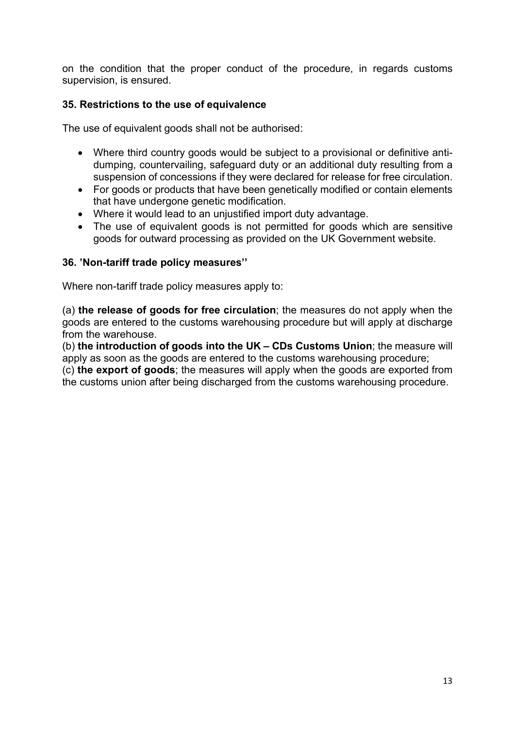on the condition that the proper conduct of the procedure, in regards customs supervision, is ensured.

### 35. Restrictions to the use of equivalence

The use of equivalent goods shall not be authorised:

- Where third country goods would be subject to a provisional or definitive anti-dumping, countervailing, safeguard duty or an additional duty resulting from a suspension of concessions if they were declared for release for free circulation.
- For goods or products that have been genetically modified or contain elements that have undergone genetic modification.
- Where it would lead to an unjustified import duty advantage.
- The use of equivalent goods is not permitted for goods which are sensitive goods for outward processing as provided on the UK Government website.

### 36. 'Non-tariff trade policy measures''

Where non-tariff trade policy measures apply to:

(a) **the release of goods for free circulation**; the measures do not apply when the goods are entered to the customs warehousing procedure but will apply at discharge from the warehouse.
(b) **the introduction of goods into the UK – CDs Customs Union**; the measure will apply as soon as the goods are entered to the customs warehousing procedure;
(c) **the export of goods**; the measures will apply when the goods are exported from the customs union after being discharged from the customs warehousing procedure.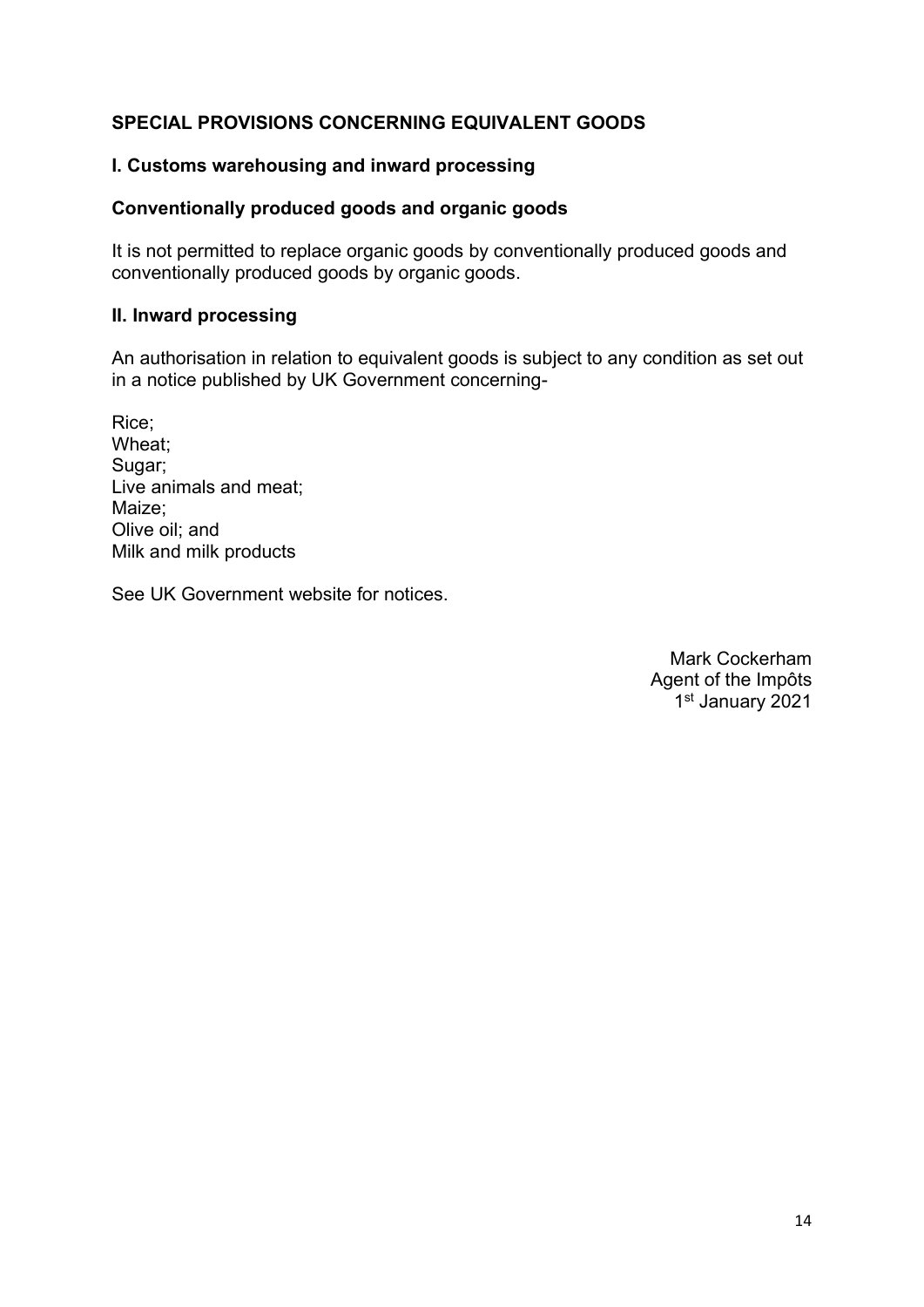## SPECIAL PROVISIONS CONCERNING EQUIVALENT GOODS

### I. Customs warehousing and inward processing

### Conventionally produced goods and organic goods

It is not permitted to replace organic goods by conventionally produced goods and conventionally produced goods by organic goods.

### II. Inward processing

An authorisation in relation to equivalent goods is subject to any condition as set out in a notice published by UK Government concerning-

Rice;
Wheat;
Sugar;
Live animals and meat;
Maize;
Olive oil; and
Milk and milk products

See UK Government website for notices.

Mark Cockerham
Agent of the Impôts
1st January 2021